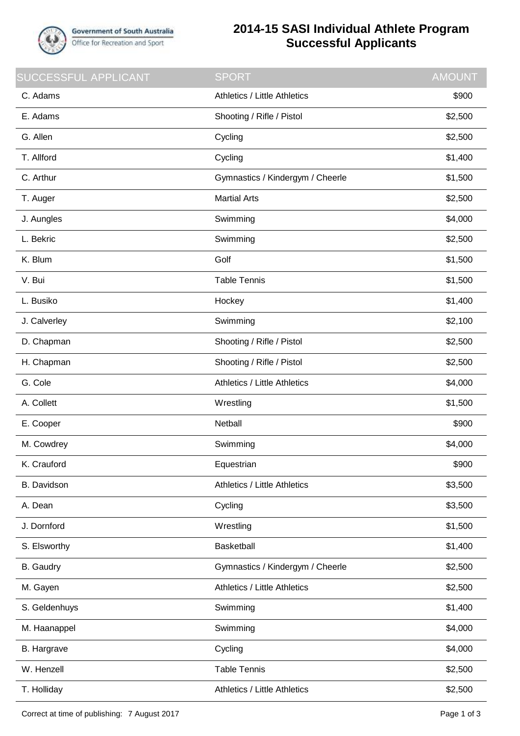Government of South Australia
Office for Recreation and Sport

# 2014-15 SASI Individual Athlete Program Successful Applicants

| SUCCESSFUL APPLICANT | SPORT | AMOUNT |
|---|---|---|
| C. Adams | Athletics / Little Athletics | $900 |
| E. Adams | Shooting / Rifle / Pistol | $2,500 |
| G. Allen | Cycling | $2,500 |
| T. Allford | Cycling | $1,400 |
| C. Arthur | Gymnastics / Kindergym / Cheerle | $1,500 |
| T. Auger | Martial Arts | $2,500 |
| J. Aungles | Swimming | $4,000 |
| L. Bekric | Swimming | $2,500 |
| K. Blum | Golf | $1,500 |
| V. Bui | Table Tennis | $1,500 |
| L. Busiko | Hockey | $1,400 |
| J. Calverley | Swimming | $2,100 |
| D. Chapman | Shooting / Rifle / Pistol | $2,500 |
| H. Chapman | Shooting / Rifle / Pistol | $2,500 |
| G. Cole | Athletics / Little Athletics | $4,000 |
| A. Collett | Wrestling | $1,500 |
| E. Cooper | Netball | $900 |
| M. Cowdrey | Swimming | $4,000 |
| K. Crauford | Equestrian | $900 |
| B. Davidson | Athletics / Little Athletics | $3,500 |
| A. Dean | Cycling | $3,500 |
| J. Dornford | Wrestling | $1,500 |
| S. Elsworthy | Basketball | $1,400 |
| B. Gaudry | Gymnastics / Kindergym / Cheerle | $2,500 |
| M. Gayen | Athletics / Little Athletics | $2,500 |
| S. Geldenhuys | Swimming | $1,400 |
| M. Haanappel | Swimming | $4,000 |
| B. Hargrave | Cycling | $4,000 |
| W. Henzell | Table Tennis | $2,500 |
| T. Holliday | Athletics / Little Athletics | $2,500 |

Correct at time of publishing: 7 August 2017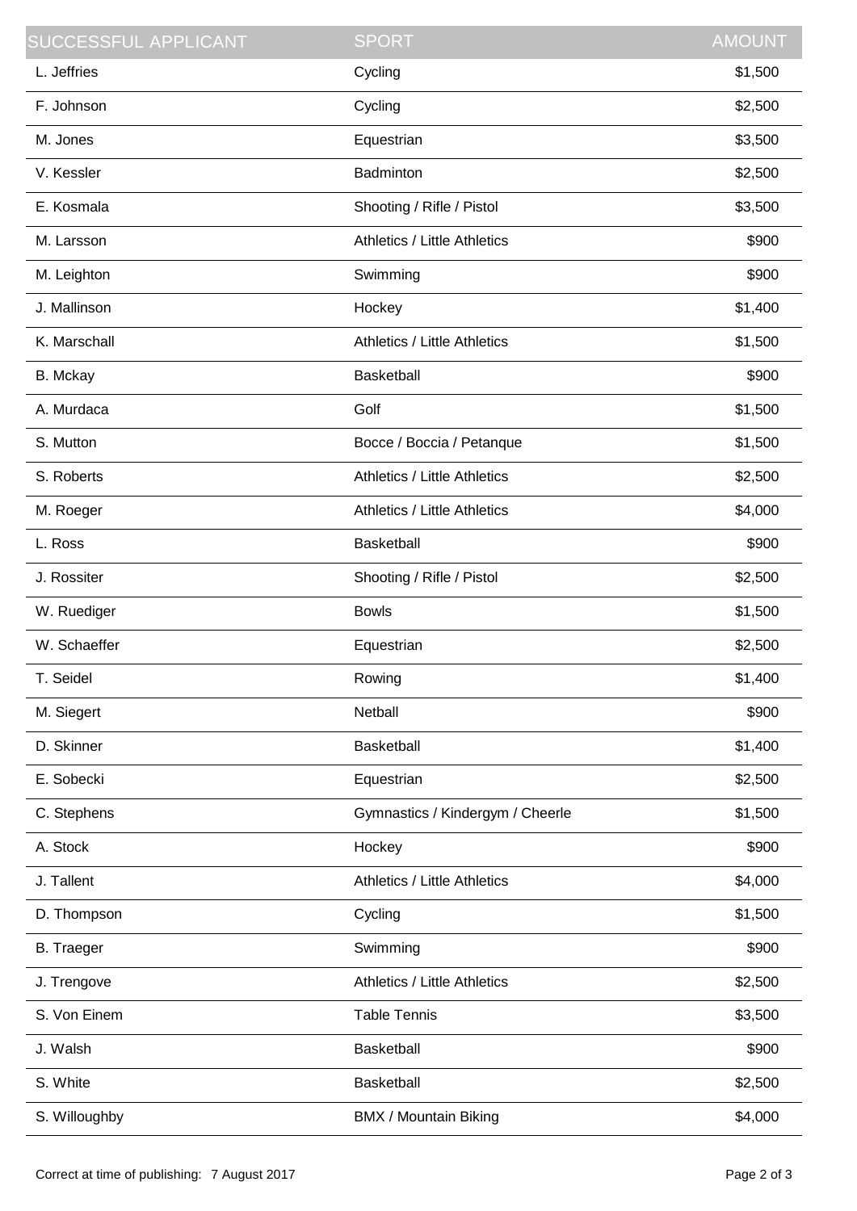| SUCCESSFUL APPLICANT | SPORT | AMOUNT |
|---|---|---|
| L. Jeffries | Cycling | $1,500 |
| F. Johnson | Cycling | $2,500 |
| M. Jones | Equestrian | $3,500 |
| V. Kessler | Badminton | $2,500 |
| E. Kosmala | Shooting / Rifle / Pistol | $3,500 |
| M. Larsson | Athletics / Little Athletics | $900 |
| M. Leighton | Swimming | $900 |
| J. Mallinson | Hockey | $1,400 |
| K. Marschall | Athletics / Little Athletics | $1,500 |
| B. Mckay | Basketball | $900 |
| A. Murdaca | Golf | $1,500 |
| S. Mutton | Bocce / Boccia / Petanque | $1,500 |
| S. Roberts | Athletics / Little Athletics | $2,500 |
| M. Roeger | Athletics / Little Athletics | $4,000 |
| L. Ross | Basketball | $900 |
| J. Rossiter | Shooting / Rifle / Pistol | $2,500 |
| W. Ruediger | Bowls | $1,500 |
| W. Schaeffer | Equestrian | $2,500 |
| T. Seidel | Rowing | $1,400 |
| M. Siegert | Netball | $900 |
| D. Skinner | Basketball | $1,400 |
| E. Sobecki | Equestrian | $2,500 |
| C. Stephens | Gymnastics / Kindergym / Cheerle | $1,500 |
| A. Stock | Hockey | $900 |
| J. Tallent | Athletics / Little Athletics | $4,000 |
| D. Thompson | Cycling | $1,500 |
| B. Traeger | Swimming | $900 |
| J. Trengove | Athletics / Little Athletics | $2,500 |
| S. Von Einem | Table Tennis | $3,500 |
| J. Walsh | Basketball | $900 |
| S. White | Basketball | $2,500 |
| S. Willoughby | BMX / Mountain Biking | $4,000 |

Correct at time of publishing: 7 August 2017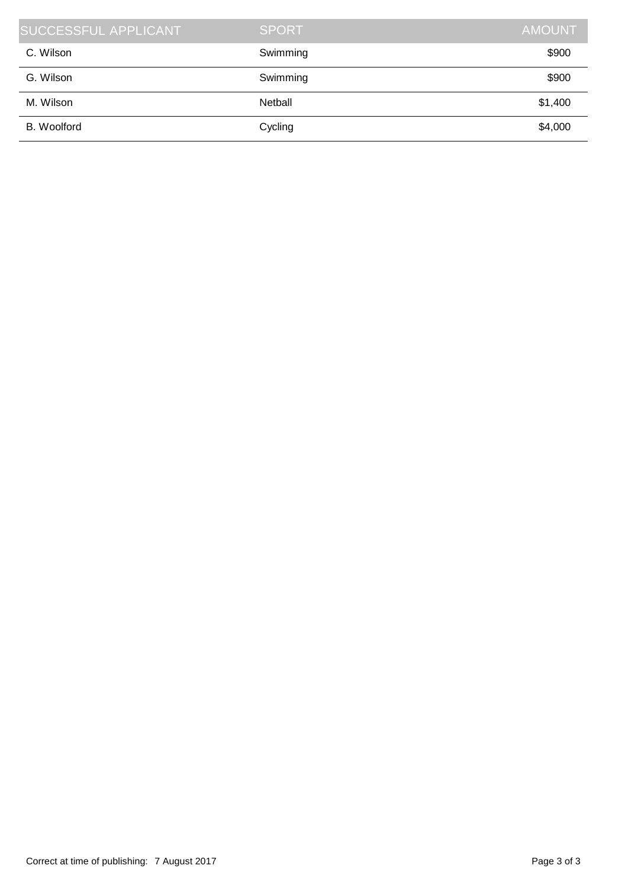| SUCCESSFUL APPLICANT | SPORT | AMOUNT |
|---|---|---|
| C. Wilson | Swimming | $900 |
| G. Wilson | Swimming | $900 |
| M. Wilson | Netball | $1,400 |
| B. Woolford | Cycling | $4,000 |

Correct at time of publishing: 7 August 2017